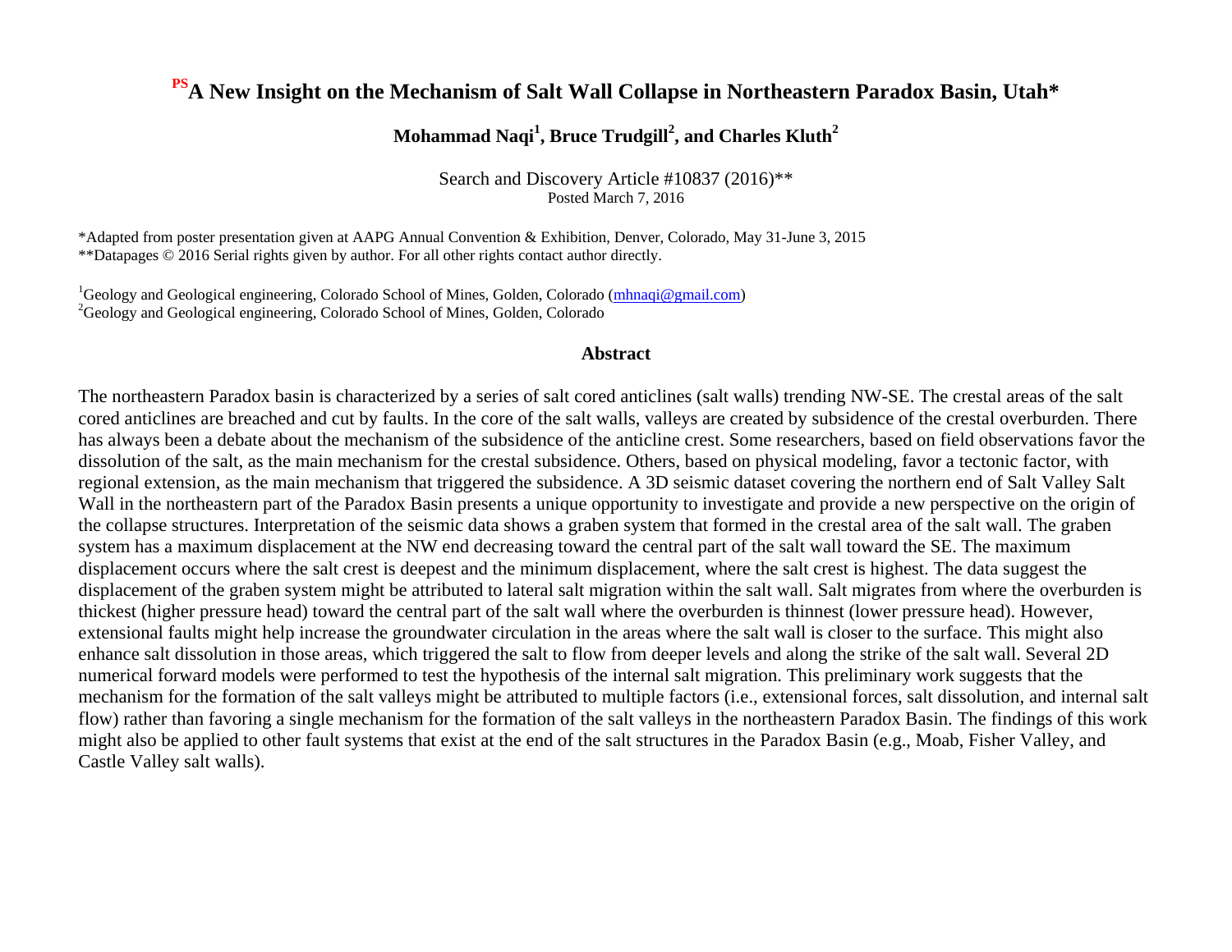# PS A New Insight on the Mechanism of Salt Wall Collapse in Northeastern Paradox Basin, Utah*

**Mohammad Naqi[1], Bruce Trudgill[2], and Charles Kluth[2]**

Search and Discovery Article #10837 (2016)**
Posted March 7, 2016

*Adapted from poster presentation given at AAPG Annual Convention & Exhibition, Denver, Colorado, May 31-June 3, 2015
**Datapages © 2016 Serial rights given by author. For all other rights contact author directly.

[1]Geology and Geological engineering, Colorado School of Mines, Golden, Colorado (mhnaqi@gmail.com)
[2]Geology and Geological engineering, Colorado School of Mines, Golden, Colorado

## Abstract

The northeastern Paradox basin is characterized by a series of salt cored anticlines (salt walls) trending NW-SE. The crestal areas of the salt cored anticlines are breached and cut by faults. In the core of the salt walls, valleys are created by subsidence of the crestal overburden. There has always been a debate about the mechanism of the subsidence of the anticline crest. Some researchers, based on field observations favor the dissolution of the salt, as the main mechanism for the crestal subsidence. Others, based on physical modeling, favor a tectonic factor, with regional extension, as the main mechanism that triggered the subsidence. A 3D seismic dataset covering the northern end of Salt Valley Salt Wall in the northeastern part of the Paradox Basin presents a unique opportunity to investigate and provide a new perspective on the origin of the collapse structures. Interpretation of the seismic data shows a graben system that formed in the crestal area of the salt wall. The graben system has a maximum displacement at the NW end decreasing toward the central part of the salt wall toward the SE. The maximum displacement occurs where the salt crest is deepest and the minimum displacement, where the salt crest is highest. The data suggest the displacement of the graben system might be attributed to lateral salt migration within the salt wall. Salt migrates from where the overburden is thickest (higher pressure head) toward the central part of the salt wall where the overburden is thinnest (lower pressure head). However, extensional faults might help increase the groundwater circulation in the areas where the salt wall is closer to the surface. This might also enhance salt dissolution in those areas, which triggered the salt to flow from deeper levels and along the strike of the salt wall. Several 2D numerical forward models were performed to test the hypothesis of the internal salt migration. This preliminary work suggests that the mechanism for the formation of the salt valleys might be attributed to multiple factors (i.e., extensional forces, salt dissolution, and internal salt flow) rather than favoring a single mechanism for the formation of the salt valleys in the northeastern Paradox Basin. The findings of this work might also be applied to other fault systems that exist at the end of the salt structures in the Paradox Basin (e.g., Moab, Fisher Valley, and Castle Valley salt walls).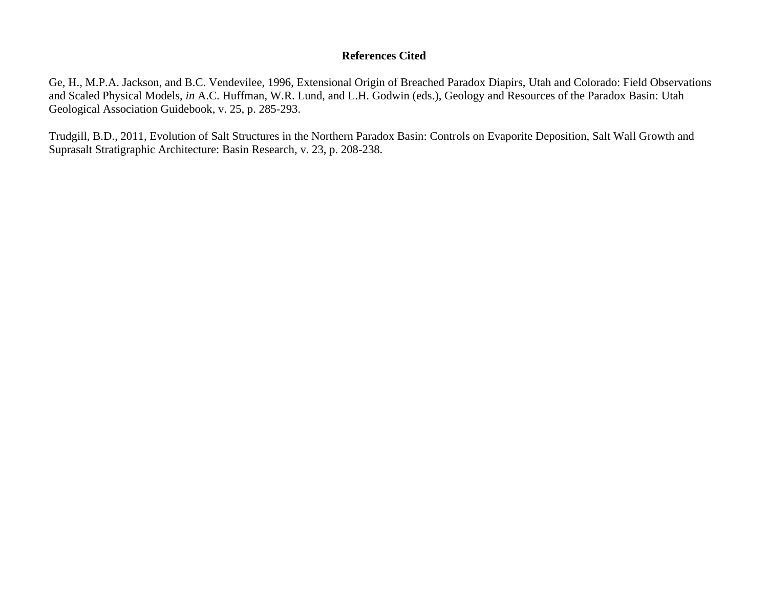# References Cited

Ge, H., M.P.A. Jackson, and B.C. Vendevilee, 1996, Extensional Origin of Breached Paradox Diapirs, Utah and Colorado: Field Observations and Scaled Physical Models, *in* A.C. Huffman, W.R. Lund, and L.H. Godwin (eds.), Geology and Resources of the Paradox Basin: Utah Geological Association Guidebook, v. 25, p. 285-293.

Trudgill, B.D., 2011, Evolution of Salt Structures in the Northern Paradox Basin: Controls on Evaporite Deposition, Salt Wall Growth and Suprasalt Stratigraphic Architecture: Basin Research, v. 23, p. 208-238.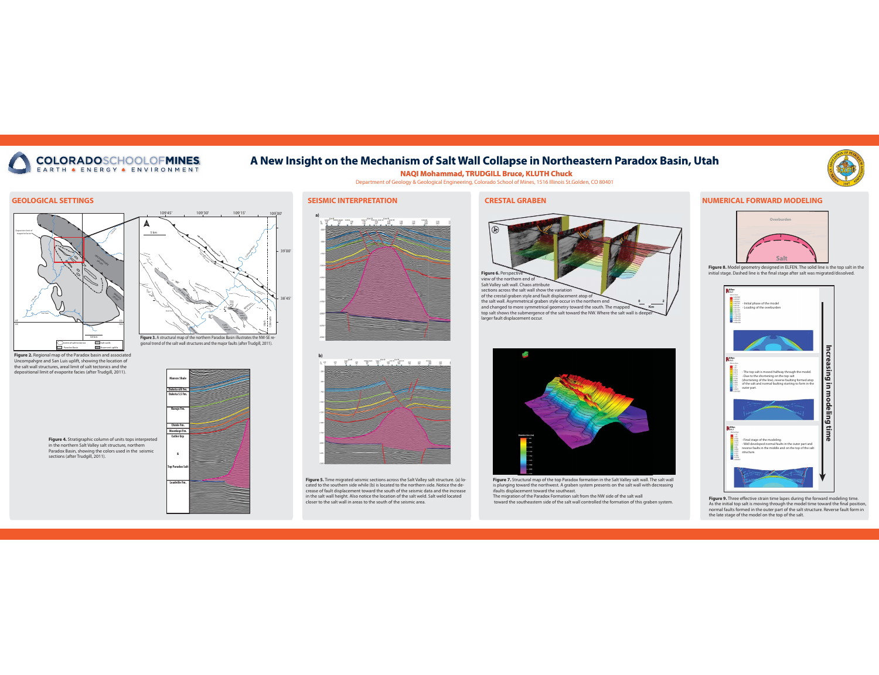# A New Insight on the Mechanism of Salt Wall Collapse in Northeastern Paradox Basin, Utah

**NAQI Mohammad, TRUDGILL Bruce, KLUTH Chuck**

Department of Geology & Geological Engineering, Colorado School of Mines, 1516 Illinois St.Golden, CO 80401

## GEOLOGICAL SETTINGS

**Figure 2.** Regional map of the Paradox basin and associated Uncompahgre and San Luis uplift, showing the location of the salt wall structures, areal limit of salt tectonics and the depositional limit of evaporite facies (after Trudgill, 2011).

**Figure 3.** A structural map of the northern Paradox Basin illustrates the NW-SE regional trend of the salt wall structures and the major faults (after Trudgill, 2011).

**Figure 4.** Stratigraphic column of units tops interpreted in the northern Salt Valley salt structure, northern Paradox Basin, showing the colors used in the seismic sections (after Trudgill, 2011).

## SEISMIC INTERPRETATION

**Figure 5.** Time migrated seismic sections across the Salt Valley salt structure. (a) located to the southern side while (b) is located to the northern side. Notice the decrease of fault displacement toward the south of the seismic data and the increase in the salt wall height. Also notice the location of the salt weld. Salt weld located closer to the salt wall in areas to the south of the seismic area.

## CRESTAL GRABEN

**Figure 6.** Perspective view of the northern end of Salt Valley salt wall. Chaos attribute sections across the salt wall show the variation of the crestal graben style and fault displacement atop of the salt wall. Asymmetrical graben style occur in the northern end and changed to more symmetrical geometry toward the south. The mapped top salt shows the submergence of the salt toward the NW. Where the salt wall is deeper larger fault displacement occur.

**Figure 7.** Structural map of the top Paradox formation in the Salt Valley salt wall. The salt wall is plunging toward the northwest. A graben system presents on the salt wall with decreasing ifaults displacement toward the southeast.
The migration of the Paradox Formation salt from the NW side of the salt wall toward the southeastern side of the salt wall controlled the formation of this graben system.

## NUMERICAL FORWARD MODELING

**Figure 8.** Model geometry designed in ELFEN. The solid line is the top salt in the initial stage. Dashed line is the final stage after salt was migrated/dissolved.

**Figure 9.** Three effective strain time lapes during the forward modeling time. As the initial top salt is moving through the model time toward the final position, normal faults formed in the outer part of the salt structure. Reverse fault form in the late stage of the model on the top of the salt.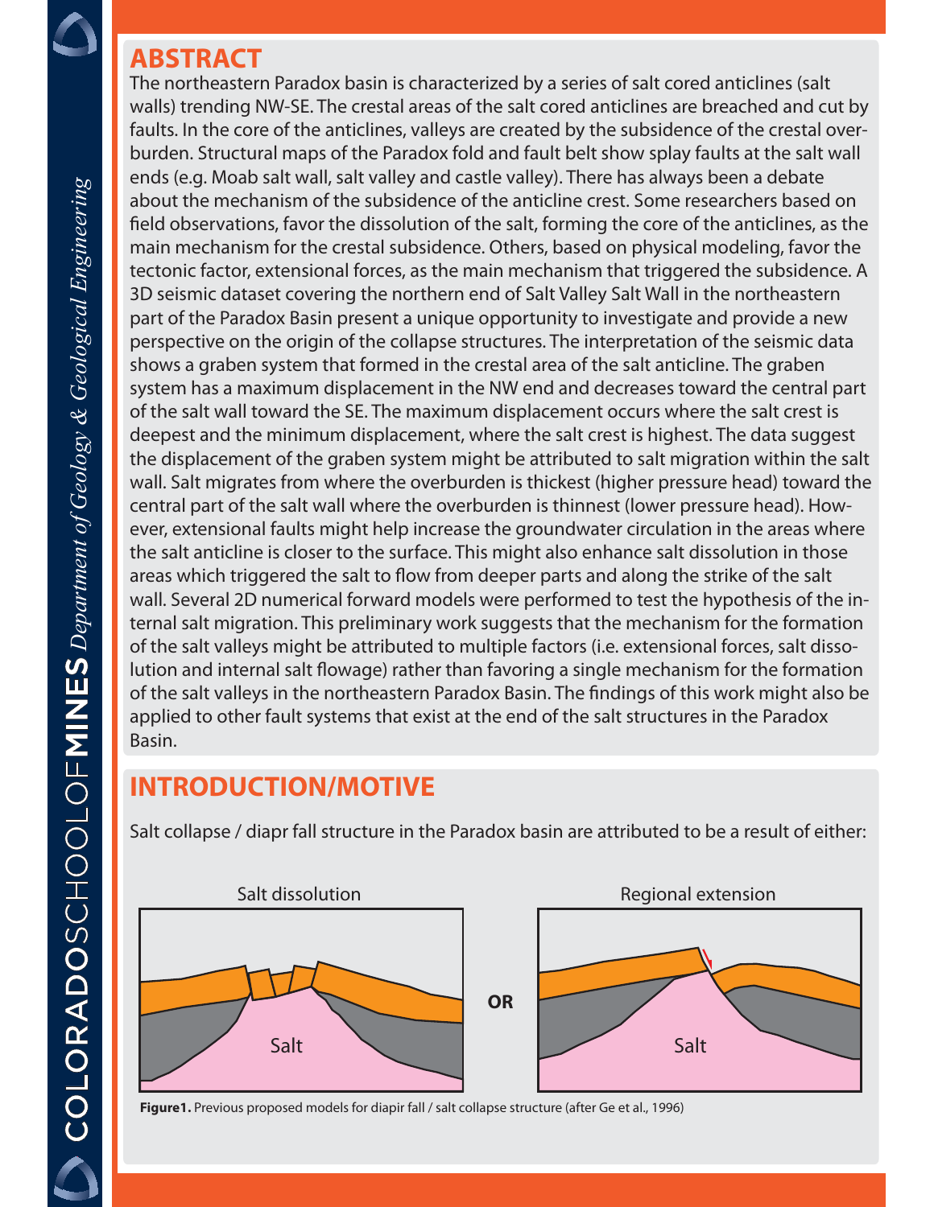## ABSTRACT

The northeastern Paradox basin is characterized by a series of salt cored anticlines (salt walls) trending NW-SE. The crestal areas of the salt cored anticlines are breached and cut by faults. In the core of the anticlines, valleys are created by the subsidence of the crestal overburden. Structural maps of the Paradox fold and fault belt show splay faults at the salt wall ends (e.g. Moab salt wall, salt valley and castle valley). There has always been a debate about the mechanism of the subsidence of the anticline crest. Some researchers based on field observations, favor the dissolution of the salt, forming the core of the anticlines, as the main mechanism for the crestal subsidence. Others, based on physical modeling, favor the tectonic factor, extensional forces, as the main mechanism that triggered the subsidence. A 3D seismic dataset covering the northern end of Salt Valley Salt Wall in the northeastern part of the Paradox Basin present a unique opportunity to investigate and provide a new perspective on the origin of the collapse structures. The interpretation of the seismic data shows a graben system that formed in the crestal area of the salt anticline. The graben system has a maximum displacement in the NW end and decreases toward the central part of the salt wall toward the SE. The maximum displacement occurs where the salt crest is deepest and the minimum displacement, where the salt crest is highest. The data suggest the displacement of the graben system might be attributed to salt migration within the salt wall. Salt migrates from where the overburden is thickest (higher pressure head) toward the central part of the salt wall where the overburden is thinnest (lower pressure head). However, extensional faults might help increase the groundwater circulation in the areas where the salt anticline is closer to the surface. This might also enhance salt dissolution in those areas which triggered the salt to flow from deeper parts and along the strike of the salt wall. Several 2D numerical forward models were performed to test the hypothesis of the internal salt migration. This preliminary work suggests that the mechanism for the formation of the salt valleys might be attributed to multiple factors (i.e. extensional forces, salt dissolution and internal salt flowage) rather than favoring a single mechanism for the formation of the salt valleys in the northeastern Paradox Basin. The findings of this work might also be applied to other fault systems that exist at the end of the salt structures in the Paradox Basin.

## INTRODUCTION/MOTIVE

Salt collapse / diapr fall structure in the Paradox basin are attributed to be a result of either:

Salt dissolution OR Regional extension

**Figure1.** Previous proposed models for diapir fall / salt collapse structure (after Ge et al., 1996)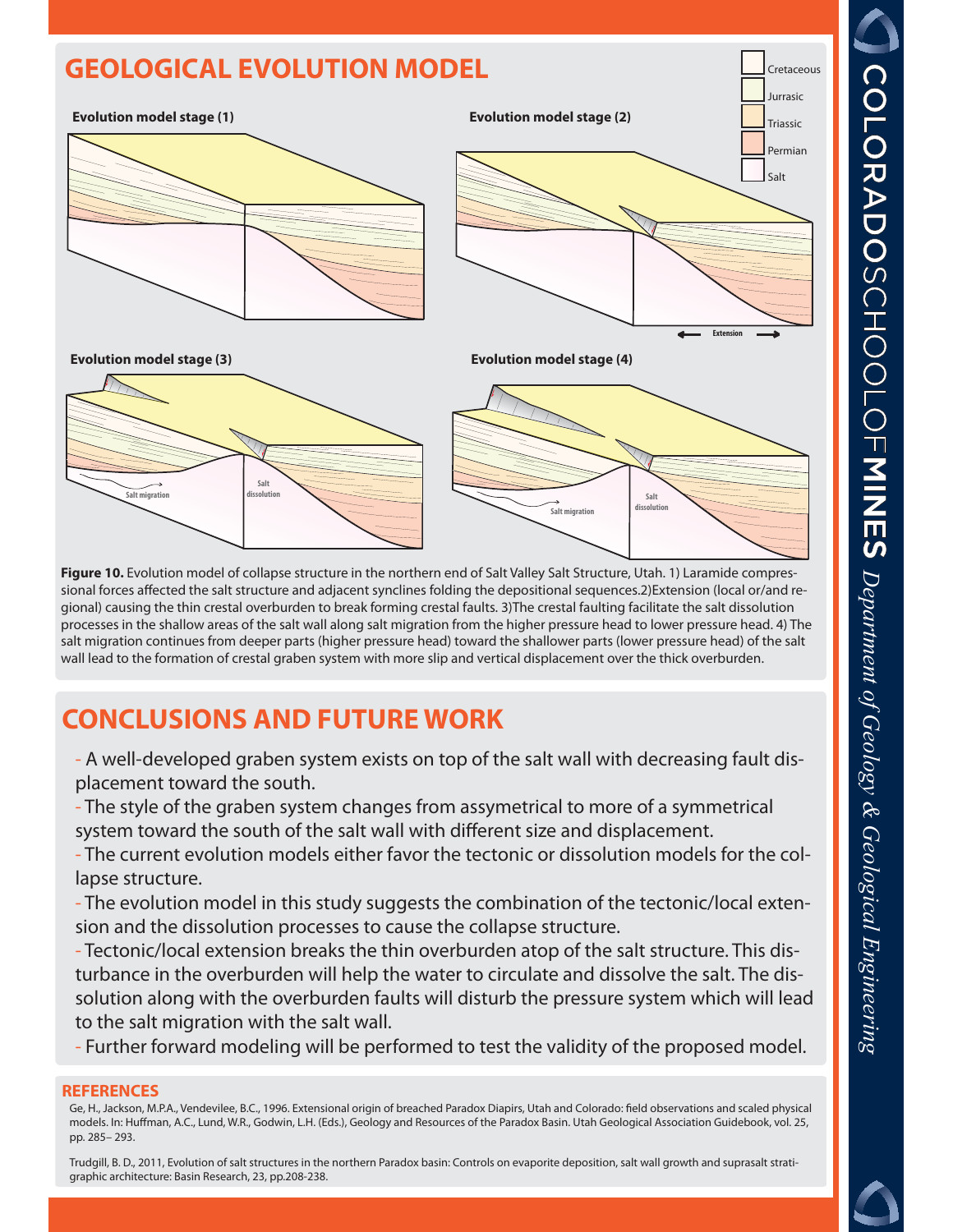# GEOLOGICAL EVOLUTION MODEL

**Evolution model stage (1)**

**Evolution model stage (2)**

Cretaceous
Jurrasic
Triassic
Permian
Salt

Extension

**Evolution model stage (3)**

Salt migration
Salt dissolution

**Evolution model stage (4)**

Salt migration
Salt dissolution

**Figure 10.** Evolution model of collapse structure in the northern end of Salt Valley Salt Structure, Utah. 1) Laramide compressional forces affected the salt structure and adjacent synclines folding the depositional sequences.2)Extension (local or/and regional) causing the thin crestal overburden to break forming crestal faults. 3)The crestal faulting facilitate the salt dissolution processes in the shallow areas of the salt wall along salt migration from the higher pressure head to lower pressure head. 4) The salt migration continues from deeper parts (higher pressure head) toward the shallower parts (lower pressure head) of the salt wall lead to the formation of crestal graben system with more slip and vertical displacement over the thick overburden.

# CONCLUSIONS AND FUTURE WORK

- A well-developed graben system exists on top of the salt wall with decreasing fault displacement toward the south.
- The style of the graben system changes from assymetrical to more of a symmetrical system toward the south of the salt wall with different size and displacement.
- The current evolution models either favor the tectonic or dissolution models for the collapse structure.
- The evolution model in this study suggests the combination of the tectonic/local extension and the dissolution processes to cause the collapse structure.
- Tectonic/local extension breaks the thin overburden atop of the salt structure. This disturbance in the overburden will help the water to circulate and dissolve the salt. The dissolution along with the overburden faults will disturb the pressure system which will lead to the salt migration with the salt wall.
- Further forward modeling will be performed to test the validity of the proposed model.

## REFERENCES

Ge, H., Jackson, M.P.A., Vendevilee, B.C., 1996. Extensional origin of breached Paradox Diapirs, Utah and Colorado: field observations and scaled physical models. In: Huffman, A.C., Lund, W.R., Godwin, L.H. (Eds.), Geology and Resources of the Paradox Basin. Utah Geological Association Guidebook, vol. 25, pp. 285– 293.

Trudgill, B. D., 2011, Evolution of salt structures in the northern Paradox basin: Controls on evaporite deposition, salt wall growth and suprasalt stratigraphic architecture: Basin Research, 23, pp.208-238.

COLORADOSCHOOLOFMINES *Department of Geology & Geological Engineering*